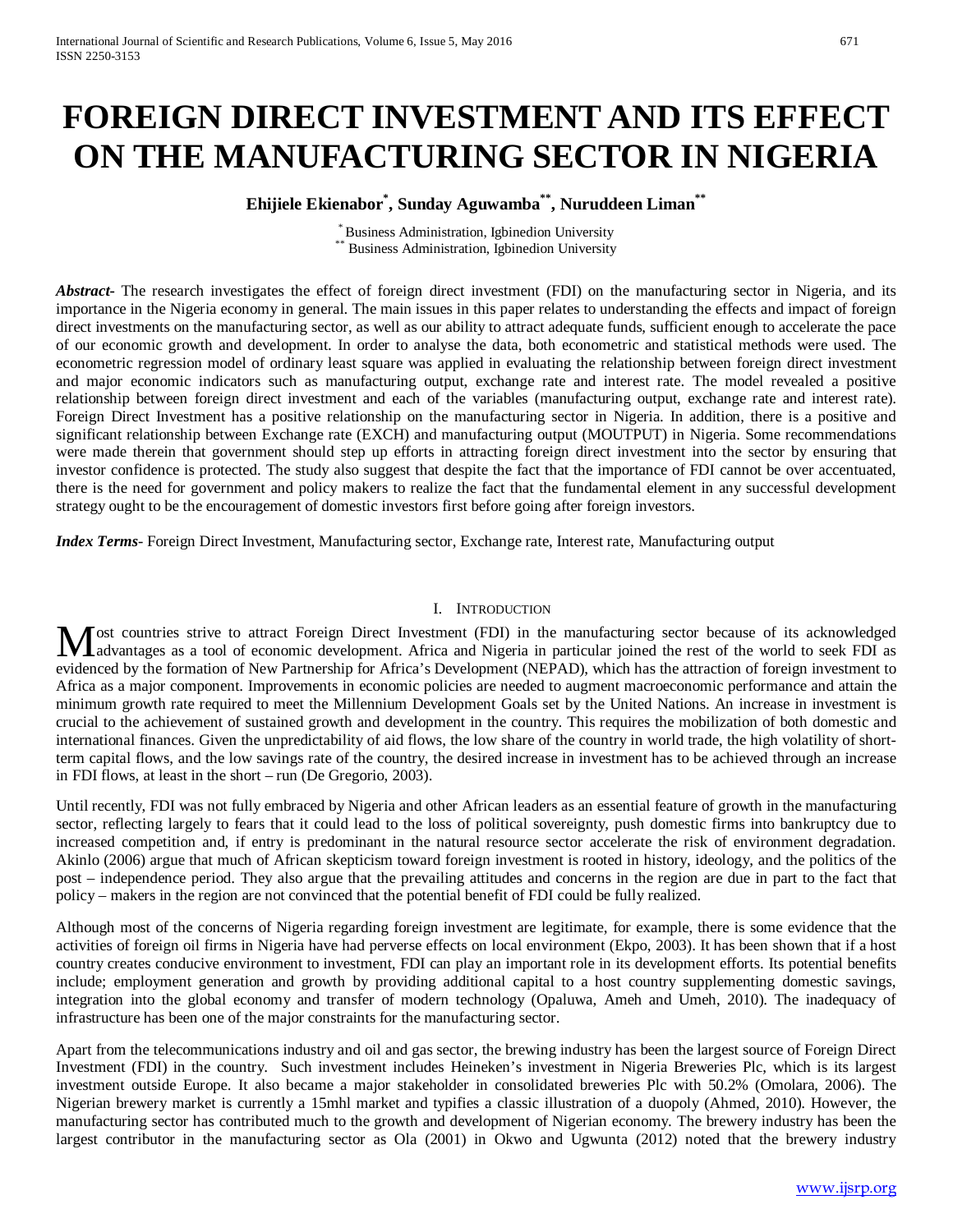// FOREIGN DIRECT INVESTMENT AND ITS EFFECT ON THE MANUFACTURING SECTOR IN NIGERIA

**Ehijiele Ekienabor[*], Sunday Aguwamba[**], Nuruddeen Liman[**]**

[*] Business Administration, Igbinedion University
[**] Business Administration, Igbinedion University

***Abstract***- The research investigates the effect of foreign direct investment (FDI) on the manufacturing sector in Nigeria, and its importance in the Nigeria economy in general. The main issues in this paper relates to understanding the effects and impact of foreign direct investments on the manufacturing sector, as well as our ability to attract adequate funds, sufficient enough to accelerate the pace of our economic growth and development. In order to analyse the data, both econometric and statistical methods were used. The econometric regression model of ordinary least square was applied in evaluating the relationship between foreign direct investment and major economic indicators such as manufacturing output, exchange rate and interest rate. The model revealed a positive relationship between foreign direct investment and each of the variables (manufacturing output, exchange rate and interest rate). Foreign Direct Investment has a positive relationship on the manufacturing sector in Nigeria. In addition, there is a positive and significant relationship between Exchange rate (EXCH) and manufacturing output (MOUTPUT) in Nigeria. Some recommendations were made therein that government should step up efforts in attracting foreign direct investment into the sector by ensuring that investor confidence is protected. The study also suggest that despite the fact that the importance of FDI cannot be over accentuated, there is the need for government and policy makers to realize the fact that the fundamental element in any successful development strategy ought to be the encouragement of domestic investors first before going after foreign investors.

***Index Terms***- Foreign Direct Investment, Manufacturing sector, Exchange rate, Interest rate, Manufacturing output

## I. Introduction

Most countries strive to attract Foreign Direct Investment (FDI) in the manufacturing sector because of its acknowledged advantages as a tool of economic development. Africa and Nigeria in particular joined the rest of the world to seek FDI as evidenced by the formation of New Partnership for Africa's Development (NEPAD), which has the attraction of foreign investment to Africa as a major component. Improvements in economic policies are needed to augment macroeconomic performance and attain the minimum growth rate required to meet the Millennium Development Goals set by the United Nations. An increase in investment is crucial to the achievement of sustained growth and development in the country. This requires the mobilization of both domestic and international finances. Given the unpredictability of aid flows, the low share of the country in world trade, the high volatility of short-term capital flows, and the low savings rate of the country, the desired increase in investment has to be achieved through an increase in FDI flows, at least in the short – run (De Gregorio, 2003).

Until recently, FDI was not fully embraced by Nigeria and other African leaders as an essential feature of growth in the manufacturing sector, reflecting largely to fears that it could lead to the loss of political sovereignty, push domestic firms into bankruptcy due to increased competition and, if entry is predominant in the natural resource sector accelerate the risk of environment degradation. Akinlo (2006) argue that much of African skepticism toward foreign investment is rooted in history, ideology, and the politics of the post – independence period. They also argue that the prevailing attitudes and concerns in the region are due in part to the fact that policy – makers in the region are not convinced that the potential benefit of FDI could be fully realized.

Although most of the concerns of Nigeria regarding foreign investment are legitimate, for example, there is some evidence that the activities of foreign oil firms in Nigeria have had perverse effects on local environment (Ekpo, 2003). It has been shown that if a host country creates conducive environment to investment, FDI can play an important role in its development efforts. Its potential benefits include; employment generation and growth by providing additional capital to a host country supplementing domestic savings, integration into the global economy and transfer of modern technology (Opaluwa, Ameh and Umeh, 2010). The inadequacy of infrastructure has been one of the major constraints for the manufacturing sector.

Apart from the telecommunications industry and oil and gas sector, the brewing industry has been the largest source of Foreign Direct Investment (FDI) in the country. Such investment includes Heineken's investment in Nigeria Breweries Plc, which is its largest investment outside Europe. It also became a major stakeholder in consolidated breweries Plc with 50.2% (Omolara, 2006). The Nigerian brewery market is currently a 15mhl market and typifies a classic illustration of a duopoly (Ahmed, 2010). However, the manufacturing sector has contributed much to the growth and development of Nigerian economy. The brewery industry has been the largest contributor in the manufacturing sector as Ola (2001) in Okwo and Ugwunta (2012) noted that the brewery industry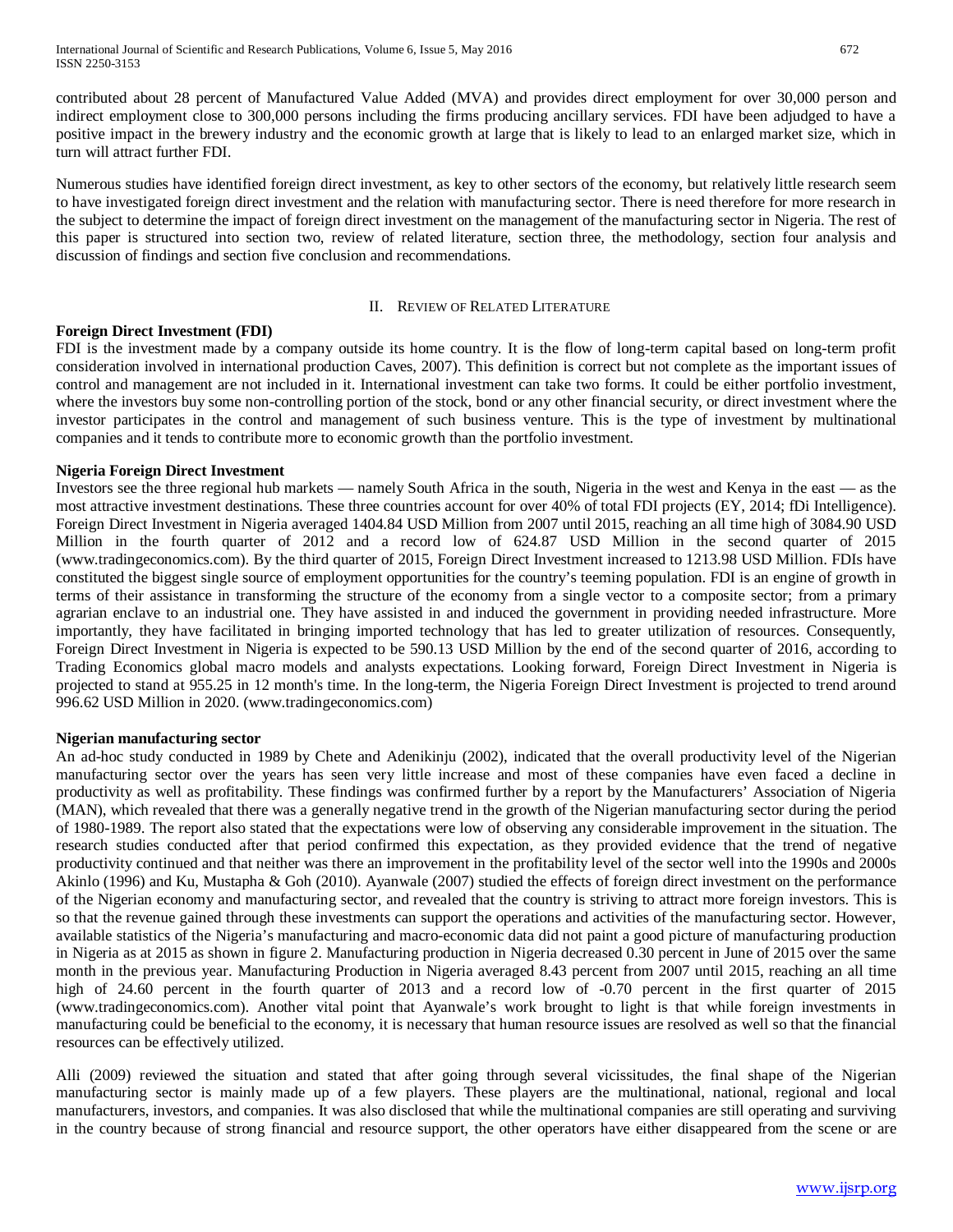contributed about 28 percent of Manufactured Value Added (MVA) and provides direct employment for over 30,000 person and indirect employment close to 300,000 persons including the firms producing ancillary services. FDI have been adjudged to have a positive impact in the brewery industry and the economic growth at large that is likely to lead to an enlarged market size, which in turn will attract further FDI.

Numerous studies have identified foreign direct investment, as key to other sectors of the economy, but relatively little research seem to have investigated foreign direct investment and the relation with manufacturing sector. There is need therefore for more research in the subject to determine the impact of foreign direct investment on the management of the manufacturing sector in Nigeria. The rest of this paper is structured into section two, review of related literature, section three, the methodology, section four analysis and discussion of findings and section five conclusion and recommendations.

## II. Review of Related Literature

**Foreign Direct Investment (FDI)**

FDI is the investment made by a company outside its home country. It is the flow of long-term capital based on long-term profit consideration involved in international production Caves, 2007). This definition is correct but not complete as the important issues of control and management are not included in it. International investment can take two forms. It could be either portfolio investment, where the investors buy some non-controlling portion of the stock, bond or any other financial security, or direct investment where the investor participates in the control and management of such business venture. This is the type of investment by multinational companies and it tends to contribute more to economic growth than the portfolio investment.

**Nigeria Foreign Direct Investment**

Investors see the three regional hub markets — namely South Africa in the south, Nigeria in the west and Kenya in the east — as the most attractive investment destinations. These three countries account for over 40% of total FDI projects (EY, 2014; fDi Intelligence). Foreign Direct Investment in Nigeria averaged 1404.84 USD Million from 2007 until 2015, reaching an all time high of 3084.90 USD Million in the fourth quarter of 2012 and a record low of 624.87 USD Million in the second quarter of 2015 (www.tradingeconomics.com). By the third quarter of 2015, Foreign Direct Investment increased to 1213.98 USD Million. FDIs have constituted the biggest single source of employment opportunities for the country's teeming population. FDI is an engine of growth in terms of their assistance in transforming the structure of the economy from a single vector to a composite sector; from a primary agrarian enclave to an industrial one. They have assisted in and induced the government in providing needed infrastructure. More importantly, they have facilitated in bringing imported technology that has led to greater utilization of resources. Consequently, Foreign Direct Investment in Nigeria is expected to be 590.13 USD Million by the end of the second quarter of 2016, according to Trading Economics global macro models and analysts expectations. Looking forward, Foreign Direct Investment in Nigeria is projected to stand at 955.25 in 12 month's time. In the long-term, the Nigeria Foreign Direct Investment is projected to trend around 996.62 USD Million in 2020. (www.tradingeconomics.com)

**Nigerian manufacturing sector**

An ad-hoc study conducted in 1989 by Chete and Adenikinju (2002), indicated that the overall productivity level of the Nigerian manufacturing sector over the years has seen very little increase and most of these companies have even faced a decline in productivity as well as profitability. These findings was confirmed further by a report by the Manufacturers' Association of Nigeria (MAN), which revealed that there was a generally negative trend in the growth of the Nigerian manufacturing sector during the period of 1980-1989. The report also stated that the expectations were low of observing any considerable improvement in the situation. The research studies conducted after that period confirmed this expectation, as they provided evidence that the trend of negative productivity continued and that neither was there an improvement in the profitability level of the sector well into the 1990s and 2000s Akinlo (1996) and Ku, Mustapha & Goh (2010). Ayanwale (2007) studied the effects of foreign direct investment on the performance of the Nigerian economy and manufacturing sector, and revealed that the country is striving to attract more foreign investors. This is so that the revenue gained through these investments can support the operations and activities of the manufacturing sector. However, available statistics of the Nigeria's manufacturing and macro-economic data did not paint a good picture of manufacturing production in Nigeria as at 2015 as shown in figure 2. Manufacturing production in Nigeria decreased 0.30 percent in June of 2015 over the same month in the previous year. Manufacturing Production in Nigeria averaged 8.43 percent from 2007 until 2015, reaching an all time high of 24.60 percent in the fourth quarter of 2013 and a record low of -0.70 percent in the first quarter of 2015 (www.tradingeconomics.com). Another vital point that Ayanwale's work brought to light is that while foreign investments in manufacturing could be beneficial to the economy, it is necessary that human resource issues are resolved as well so that the financial resources can be effectively utilized.

Alli (2009) reviewed the situation and stated that after going through several vicissitudes, the final shape of the Nigerian manufacturing sector is mainly made up of a few players. These players are the multinational, national, regional and local manufacturers, investors, and companies. It was also disclosed that while the multinational companies are still operating and surviving in the country because of strong financial and resource support, the other operators have either disappeared from the scene or are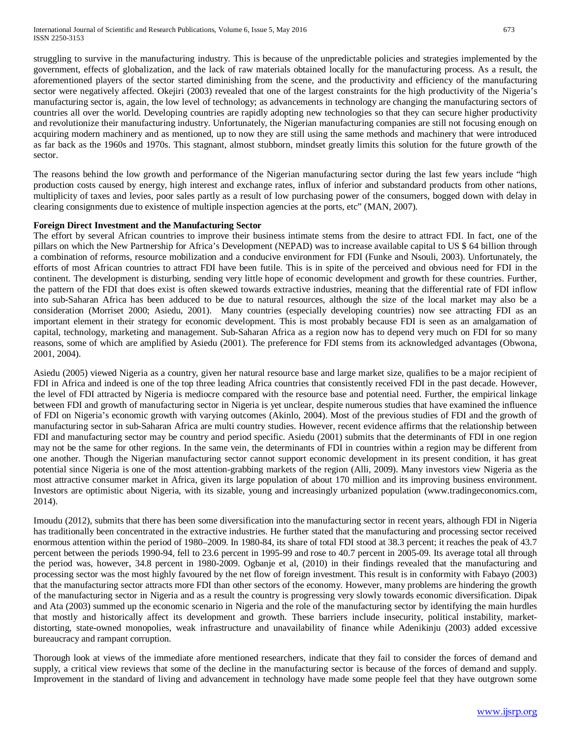struggling to survive in the manufacturing industry. This is because of the unpredictable policies and strategies implemented by the government, effects of globalization, and the lack of raw materials obtained locally for the manufacturing process. As a result, the aforementioned players of the sector started diminishing from the scene, and the productivity and efficiency of the manufacturing sector were negatively affected. Okejiri (2003) revealed that one of the largest constraints for the high productivity of the Nigeria's manufacturing sector is, again, the low level of technology; as advancements in technology are changing the manufacturing sectors of countries all over the world. Developing countries are rapidly adopting new technologies so that they can secure higher productivity and revolutionize their manufacturing industry. Unfortunately, the Nigerian manufacturing companies are still not focusing enough on acquiring modern machinery and as mentioned, up to now they are still using the same methods and machinery that were introduced as far back as the 1960s and 1970s. This stagnant, almost stubborn, mindset greatly limits this solution for the future growth of the sector.

The reasons behind the low growth and performance of the Nigerian manufacturing sector during the last few years include "high production costs caused by energy, high interest and exchange rates, influx of inferior and substandard products from other nations, multiplicity of taxes and levies, poor sales partly as a result of low purchasing power of the consumers, bogged down with delay in clearing consignments due to existence of multiple inspection agencies at the ports, etc" (MAN, 2007).

**Foreign Direct Investment and the Manufacturing Sector**

The effort by several African countries to improve their business intimate stems from the desire to attract FDI. In fact, one of the pillars on which the New Partnership for Africa's Development (NEPAD) was to increase available capital to US $ 64 billion through a combination of reforms, resource mobilization and a conducive environment for FDI (Funke and Nsouli, 2003). Unfortunately, the efforts of most African countries to attract FDI have been futile. This is in spite of the perceived and obvious need for FDI in the continent. The development is disturbing, sending very little hope of economic development and growth for these countries. Further, the pattern of the FDI that does exist is often skewed towards extractive industries, meaning that the differential rate of FDI inflow into sub-Saharan Africa has been adduced to be due to natural resources, although the size of the local market may also be a consideration (Morriset 2000; Asiedu, 2001). Many countries (especially developing countries) now see attracting FDI as an important element in their strategy for economic development. This is most probably because FDI is seen as an amalgamation of capital, technology, marketing and management. Sub-Saharan Africa as a region now has to depend very much on FDI for so many reasons, some of which are amplified by Asiedu (2001). The preference for FDI stems from its acknowledged advantages (Obwona, 2001, 2004).

Asiedu (2005) viewed Nigeria as a country, given her natural resource base and large market size, qualifies to be a major recipient of FDI in Africa and indeed is one of the top three leading Africa countries that consistently received FDI in the past decade. However, the level of FDI attracted by Nigeria is mediocre compared with the resource base and potential need. Further, the empirical linkage between FDI and growth of manufacturing sector in Nigeria is yet unclear, despite numerous studies that have examined the influence of FDI on Nigeria's economic growth with varying outcomes (Akinlo, 2004). Most of the previous studies of FDI and the growth of manufacturing sector in sub-Saharan Africa are multi country studies. However, recent evidence affirms that the relationship between FDI and manufacturing sector may be country and period specific. Asiedu (2001) submits that the determinants of FDI in one region may not be the same for other regions. In the same vein, the determinants of FDI in countries within a region may be different from one another. Though the Nigerian manufacturing sector cannot support economic development in its present condition, it has great potential since Nigeria is one of the most attention-grabbing markets of the region (Alli, 2009). Many investors view Nigeria as the most attractive consumer market in Africa, given its large population of about 170 million and its improving business environment. Investors are optimistic about Nigeria, with its sizable, young and increasingly urbanized population (www.tradingeconomics.com, 2014).

Imoudu (2012), submits that there has been some diversification into the manufacturing sector in recent years, although FDI in Nigeria has traditionally been concentrated in the extractive industries. He further stated that the manufacturing and processing sector received enormous attention within the period of 1980–2009. In 1980-84, its share of total FDI stood at 38.3 percent; it reaches the peak of 43.7 percent between the periods 1990-94, fell to 23.6 percent in 1995-99 and rose to 40.7 percent in 2005-09. Its average total all through the period was, however, 34.8 percent in 1980-2009. Ogbanje et al, (2010) in their findings revealed that the manufacturing and processing sector was the most highly favoured by the net flow of foreign investment. This result is in conformity with Fabayo (2003) that the manufacturing sector attracts more FDI than other sectors of the economy. However, many problems are hindering the growth of the manufacturing sector in Nigeria and as a result the country is progressing very slowly towards economic diversification. Dipak and Ata (2003) summed up the economic scenario in Nigeria and the role of the manufacturing sector by identifying the main hurdles that mostly and historically affect its development and growth. These barriers include insecurity, political instability, market-distorting, state-owned monopolies, weak infrastructure and unavailability of finance while Adenikinju (2003) added excessive bureaucracy and rampant corruption.

Thorough look at views of the immediate afore mentioned researchers, indicate that they fail to consider the forces of demand and supply, a critical view reviews that some of the decline in the manufacturing sector is because of the forces of demand and supply. Improvement in the standard of living and advancement in technology have made some people feel that they have outgrown some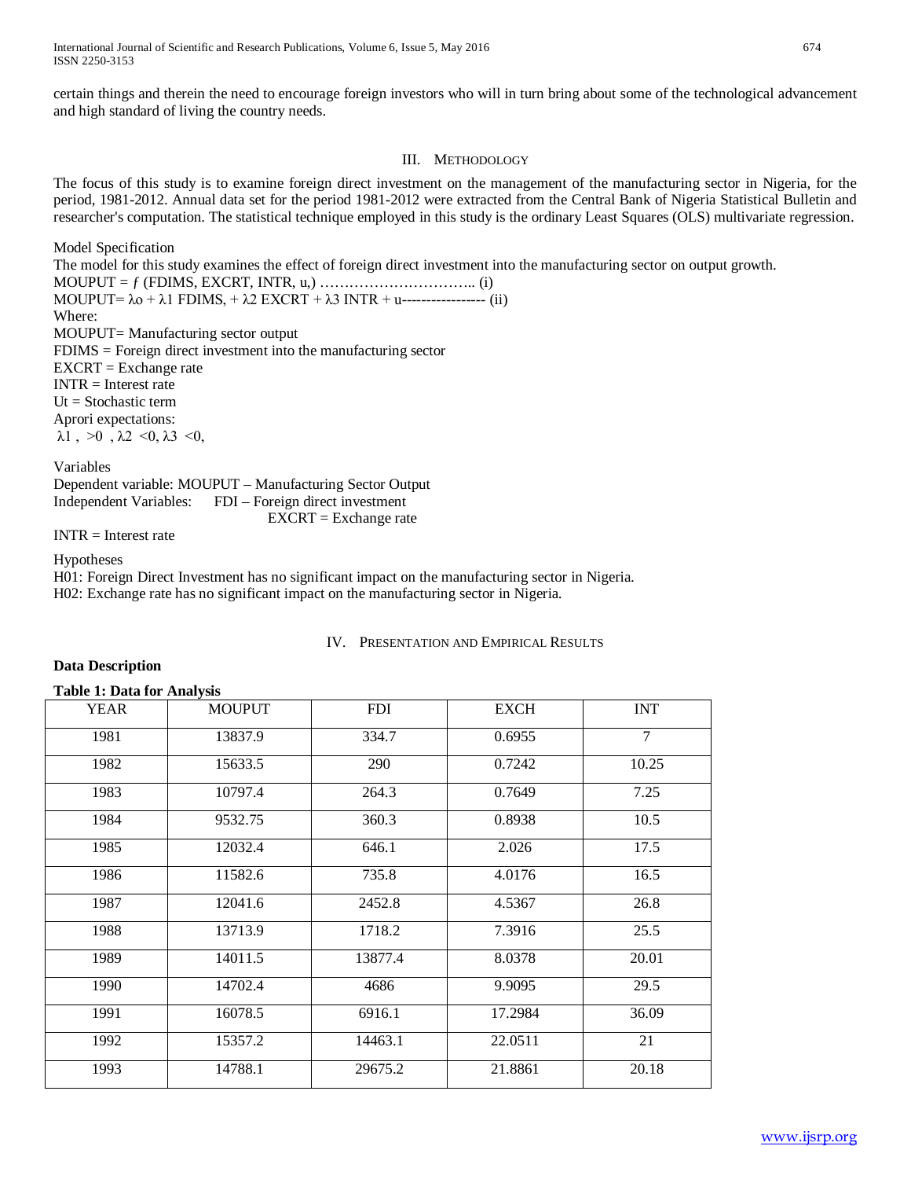certain things and therein the need to encourage foreign investors who will in turn bring about some of the technological advancement and high standard of living the country needs.

## III. Methodology

The focus of this study is to examine foreign direct investment on the management of the manufacturing sector in Nigeria, for the period, 1981-2012. Annual data set for the period 1981-2012 were extracted from the Central Bank of Nigeria Statistical Bulletin and researcher's computation. The statistical technique employed in this study is the ordinary Least Squares (OLS) multivariate regression.

Model Specification

The model for this study examines the effect of foreign direct investment into the manufacturing sector on output growth.

MOUPUT = $f$ (FDIMS, EXCRT, INTR, u,) ………………………….. (i)

MOUPUT= $\lambda o + \lambda 1$ FDIMS, + $\lambda 2$ EXCRT + $\lambda 3$ INTR + u---------------- (ii)

Where:

MOUPUT= Manufacturing sector output

FDIMS = Foreign direct investment into the manufacturing sector

EXCRT = Exchange rate

INTR = Interest rate

Ut = Stochastic term

Aprori expectations:

$\lambda 1$ , $>0$ , $\lambda 2$ $<0$, $\lambda 3$ $<0$,

Variables

Dependent variable: MOUPUT – Manufacturing Sector Output

Independent Variables: FDI – Foreign direct investment

EXCRT = Exchange rate

INTR = Interest rate

Hypotheses

H01: Foreign Direct Investment has no significant impact on the manufacturing sector in Nigeria.

H02: Exchange rate has no significant impact on the manufacturing sector in Nigeria.

## IV. Presentation and Empirical Results

**Data Description**

**Table 1: Data for Analysis**

| YEAR | MOUPUT | FDI | EXCH | INT |
|---|---|---|---|---|
| 1981 | 13837.9 | 334.7 | 0.6955 | 7 |
| 1982 | 15633.5 | 290 | 0.7242 | 10.25 |
| 1983 | 10797.4 | 264.3 | 0.7649 | 7.25 |
| 1984 | 9532.75 | 360.3 | 0.8938 | 10.5 |
| 1985 | 12032.4 | 646.1 | 2.026 | 17.5 |
| 1986 | 11582.6 | 735.8 | 4.0176 | 16.5 |
| 1987 | 12041.6 | 2452.8 | 4.5367 | 26.8 |
| 1988 | 13713.9 | 1718.2 | 7.3916 | 25.5 |
| 1989 | 14011.5 | 13877.4 | 8.0378 | 20.01 |
| 1990 | 14702.4 | 4686 | 9.9095 | 29.5 |
| 1991 | 16078.5 | 6916.1 | 17.2984 | 36.09 |
| 1992 | 15357.2 | 14463.1 | 22.0511 | 21 |
| 1993 | 14788.1 | 29675.2 | 21.8861 | 20.18 |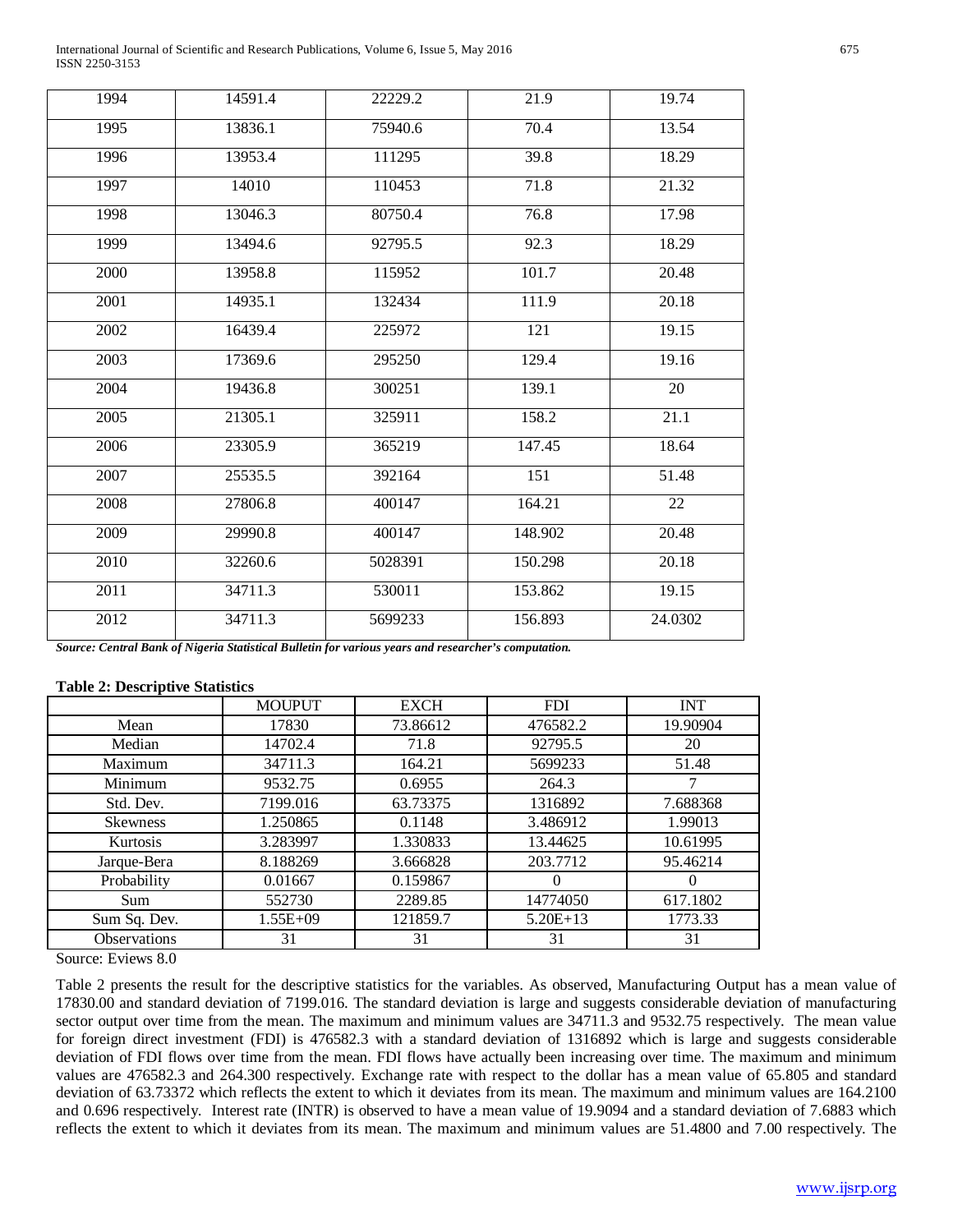| 1994 | 14591.4 | 22229.2 | 21.9 | 19.74 |
|---|---|---|---|---|
| 1995 | 13836.1 | 75940.6 | 70.4 | 13.54 |
| 1996 | 13953.4 | 111295 | 39.8 | 18.29 |
| 1997 | 14010 | 110453 | 71.8 | 21.32 |
| 1998 | 13046.3 | 80750.4 | 76.8 | 17.98 |
| 1999 | 13494.6 | 92795.5 | 92.3 | 18.29 |
| 2000 | 13958.8 | 115952 | 101.7 | 20.48 |
| 2001 | 14935.1 | 132434 | 111.9 | 20.18 |
| 2002 | 16439.4 | 225972 | 121 | 19.15 |
| 2003 | 17369.6 | 295250 | 129.4 | 19.16 |
| 2004 | 19436.8 | 300251 | 139.1 | 20 |
| 2005 | 21305.1 | 325911 | 158.2 | 21.1 |
| 2006 | 23305.9 | 365219 | 147.45 | 18.64 |
| 2007 | 25535.5 | 392164 | 151 | 51.48 |
| 2008 | 27806.8 | 400147 | 164.21 | 22 |
| 2009 | 29990.8 | 400147 | 148.902 | 20.48 |
| 2010 | 32260.6 | 5028391 | 150.298 | 20.18 |
| 2011 | 34711.3 | 530011 | 153.862 | 19.15 |
| 2012 | 34711.3 | 5699233 | 156.893 | 24.0302 |

***Source: Central Bank of Nigeria Statistical Bulletin for various years and researcher's computation.***

**Table 2: Descriptive Statistics**

| | MOUPUT | EXCH | FDI | INT |
|---|---|---|---|---|
| Mean | 17830 | 73.86612 | 476582.2 | 19.90904 |
| Median | 14702.4 | 71.8 | 92795.5 | 20 |
| Maximum | 34711.3 | 164.21 | 5699233 | 51.48 |
| Minimum | 9532.75 | 0.6955 | 264.3 | 7 |
| Std. Dev. | 7199.016 | 63.73375 | 1316892 | 7.688368 |
| Skewness | 1.250865 | 0.1148 | 3.486912 | 1.99013 |
| Kurtosis | 3.283997 | 1.330833 | 13.44625 | 10.61995 |
| Jarque-Bera | 8.188269 | 3.666828 | 203.7712 | 95.46214 |
| Probability | 0.01667 | 0.159867 | 0 | 0 |
| Sum | 552730 | 2289.85 | 14774050 | 617.1802 |
| Sum Sq. Dev. | 1.55E+09 | 121859.7 | 5.20E+13 | 1773.33 |
| Observations | 31 | 31 | 31 | 31 |

Source: Eviews 8.0

Table 2 presents the result for the descriptive statistics for the variables. As observed, Manufacturing Output has a mean value of 17830.00 and standard deviation of 7199.016. The standard deviation is large and suggests considerable deviation of manufacturing sector output over time from the mean. The maximum and minimum values are 34711.3 and 9532.75 respectively. The mean value for foreign direct investment (FDI) is 476582.3 with a standard deviation of 1316892 which is large and suggests considerable deviation of FDI flows over time from the mean. FDI flows have actually been increasing over time. The maximum and minimum values are 476582.3 and 264.300 respectively. Exchange rate with respect to the dollar has a mean value of 65.805 and standard deviation of 63.73372 which reflects the extent to which it deviates from its mean. The maximum and minimum values are 164.2100 and 0.696 respectively. Interest rate (INTR) is observed to have a mean value of 19.9094 and a standard deviation of 7.6883 which reflects the extent to which it deviates from its mean. The maximum and minimum values are 51.4800 and 7.00 respectively. The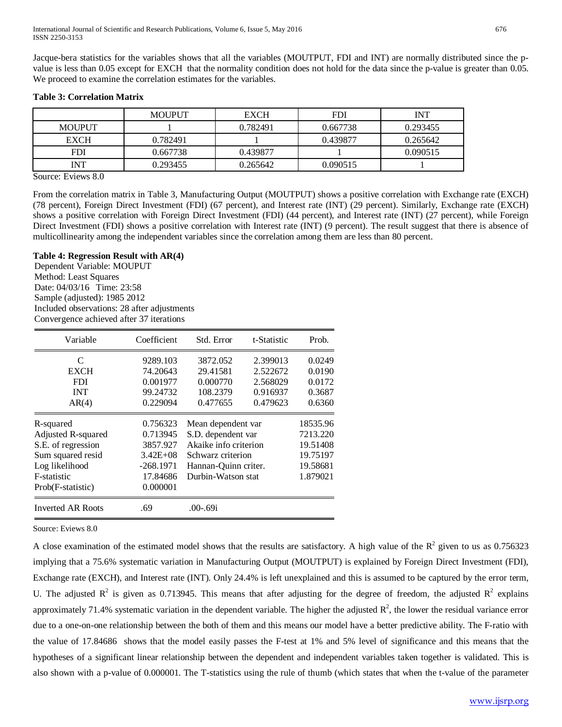Jacque-bera statistics for the variables shows that all the variables (MOUTPUT, FDI and INT) are normally distributed since the p-value is less than 0.05 except for EXCH that the normality condition does not hold for the data since the p-value is greater than 0.05. We proceed to examine the correlation estimates for the variables.

**Table 3: Correlation Matrix**

| | MOUPUT | EXCH | FDI | INT |
|---|---|---|---|---|
| MOUPUT | 1 | 0.782491 | 0.667738 | 0.293455 |
| EXCH | 0.782491 | 1 | 0.439877 | 0.265642 |
| FDI | 0.667738 | 0.439877 | 1 | 0.090515 |
| INT | 0.293455 | 0.265642 | 0.090515 | 1 |

Source: Eviews 8.0

From the correlation matrix in Table 3, Manufacturing Output (MOUTPUT) shows a positive correlation with Exchange rate (EXCH) (78 percent), Foreign Direct Investment (FDI) (67 percent), and Interest rate (INT) (29 percent). Similarly, Exchange rate (EXCH) shows a positive correlation with Foreign Direct Investment (FDI) (44 percent), and Interest rate (INT) (27 percent), while Foreign Direct Investment (FDI) shows a positive correlation with Interest rate (INT) (9 percent). The result suggest that there is absence of multicollinearity among the independent variables since the correlation among them are less than 80 percent.

**Table 4: Regression Result with AR(4)**

Dependent Variable: MOUPUT
Method: Least Squares
Date: 04/03/16 Time: 23:58
Sample (adjusted): 1985 2012
Included observations: 28 after adjustments
Convergence achieved after 37 iterations

| Variable | Coefficient | Std. Error | t-Statistic | Prob. |
|---|---|---|---|---|
| C | 9289.103 | 3872.052 | 2.399013 | 0.0249 |
| EXCH | 74.20643 | 29.41581 | 2.522672 | 0.0190 |
| FDI | 0.001977 | 0.000770 | 2.568029 | 0.0172 |
| INT | 99.24732 | 108.2379 | 0.916937 | 0.3687 |
| AR(4) | 0.229094 | 0.477655 | 0.479623 | 0.6360 |
| R-squared | 0.756323 | Mean dependent var | | 18535.96 |
| Adjusted R-squared | 0.713945 | S.D. dependent var | | 7213.220 |
| S.E. of regression | 3857.927 | Akaike info criterion | | 19.51408 |
| Sum squared resid | 3.42E+08 | Schwarz criterion | | 19.75197 |
| Log likelihood | -268.1971 | Hannan-Quinn criter. | | 19.58681 |
| F-statistic | 17.84686 | Durbin-Watson stat | | 1.879021 |
| Prob(F-statistic) | 0.000001 | | | |
| Inverted AR Roots | .69 | .00-.69i | | |

Source: Eviews 8.0

A close examination of the estimated model shows that the results are satisfactory. A high value of the $R^2$ given to us as 0.756323 implying that a 75.6% systematic variation in Manufacturing Output (MOUTPUT) is explained by Foreign Direct Investment (FDI), Exchange rate (EXCH), and Interest rate (INT). Only 24.4% is left unexplained and this is assumed to be captured by the error term, U. The adjusted $R^2$ is given as 0.713945. This means that after adjusting for the degree of freedom, the adjusted $R^2$ explains approximately 71.4% systematic variation in the dependent variable. The higher the adjusted $R^2$, the lower the residual variance error due to a one-on-one relationship between the both of them and this means our model have a better predictive ability. The F-ratio with the value of 17.84686 shows that the model easily passes the F-test at 1% and 5% level of significance and this means that the hypotheses of a significant linear relationship between the dependent and independent variables taken together is validated. This is also shown with a p-value of 0.000001. The T-statistics using the rule of thumb (which states that when the t-value of the parameter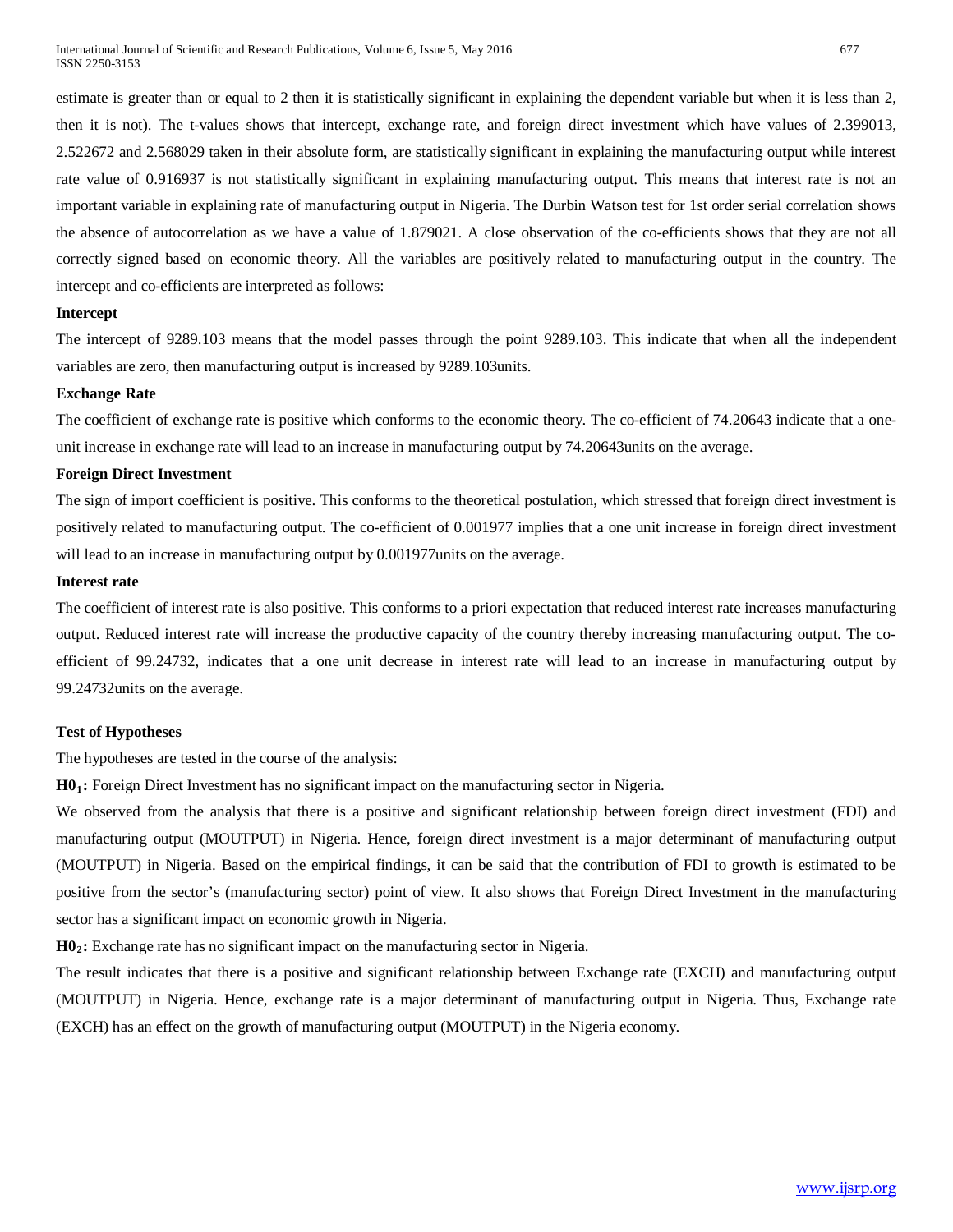estimate is greater than or equal to 2 then it is statistically significant in explaining the dependent variable but when it is less than 2, then it is not). The t-values shows that intercept, exchange rate, and foreign direct investment which have values of 2.399013, 2.522672 and 2.568029 taken in their absolute form, are statistically significant in explaining the manufacturing output while interest rate value of 0.916937 is not statistically significant in explaining manufacturing output. This means that interest rate is not an important variable in explaining rate of manufacturing output in Nigeria. The Durbin Watson test for 1st order serial correlation shows the absence of autocorrelation as we have a value of 1.879021. A close observation of the co-efficients shows that they are not all correctly signed based on economic theory. All the variables are positively related to manufacturing output in the country. The intercept and co-efficients are interpreted as follows:

**Intercept**

The intercept of 9289.103 means that the model passes through the point 9289.103. This indicate that when all the independent variables are zero, then manufacturing output is increased by 9289.103units.

**Exchange Rate**

The coefficient of exchange rate is positive which conforms to the economic theory. The co-efficient of 74.20643 indicate that a one-unit increase in exchange rate will lead to an increase in manufacturing output by 74.20643units on the average.

**Foreign Direct Investment**

The sign of import coefficient is positive. This conforms to the theoretical postulation, which stressed that foreign direct investment is positively related to manufacturing output. The co-efficient of 0.001977 implies that a one unit increase in foreign direct investment will lead to an increase in manufacturing output by 0.001977units on the average.

**Interest rate**

The coefficient of interest rate is also positive. This conforms to a priori expectation that reduced interest rate increases manufacturing output. Reduced interest rate will increase the productive capacity of the country thereby increasing manufacturing output. The co-efficient of 99.24732, indicates that a one unit decrease in interest rate will lead to an increase in manufacturing output by 99.24732units on the average.

**Test of Hypotheses**

The hypotheses are tested in the course of the analysis:

**$H0_1$:** Foreign Direct Investment has no significant impact on the manufacturing sector in Nigeria.

We observed from the analysis that there is a positive and significant relationship between foreign direct investment (FDI) and manufacturing output (MOUTPUT) in Nigeria. Hence, foreign direct investment is a major determinant of manufacturing output (MOUTPUT) in Nigeria. Based on the empirical findings, it can be said that the contribution of FDI to growth is estimated to be positive from the sector's (manufacturing sector) point of view. It also shows that Foreign Direct Investment in the manufacturing sector has a significant impact on economic growth in Nigeria.

**$H0_2$:** Exchange rate has no significant impact on the manufacturing sector in Nigeria.

The result indicates that there is a positive and significant relationship between Exchange rate (EXCH) and manufacturing output (MOUTPUT) in Nigeria. Hence, exchange rate is a major determinant of manufacturing output in Nigeria. Thus, Exchange rate (EXCH) has an effect on the growth of manufacturing output (MOUTPUT) in the Nigeria economy.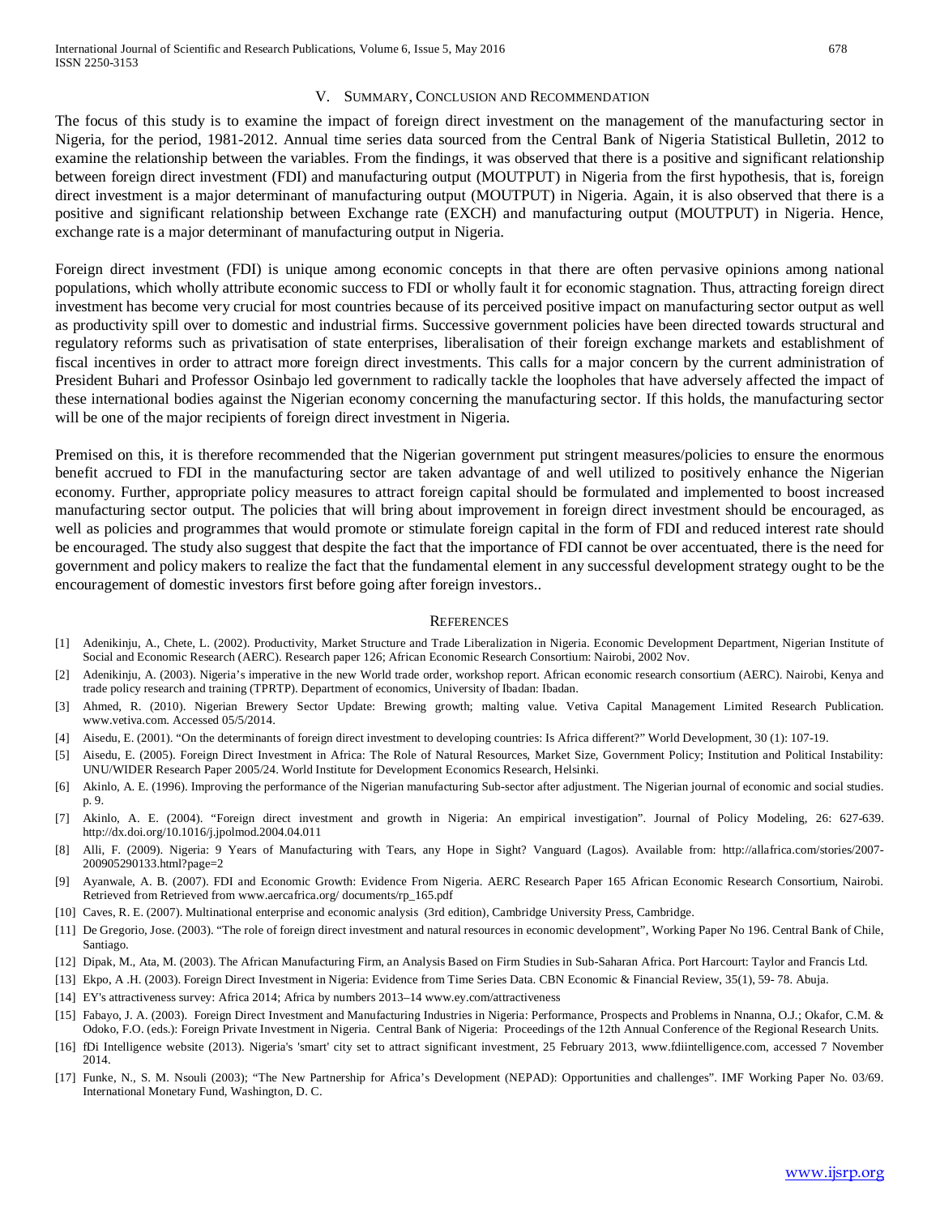## V. Summary, Conclusion and Recommendation

The focus of this study is to examine the impact of foreign direct investment on the management of the manufacturing sector in Nigeria, for the period, 1981-2012. Annual time series data sourced from the Central Bank of Nigeria Statistical Bulletin, 2012 to examine the relationship between the variables. From the findings, it was observed that there is a positive and significant relationship between foreign direct investment (FDI) and manufacturing output (MOUTPUT) in Nigeria from the first hypothesis, that is, foreign direct investment is a major determinant of manufacturing output (MOUTPUT) in Nigeria. Again, it is also observed that there is a positive and significant relationship between Exchange rate (EXCH) and manufacturing output (MOUTPUT) in Nigeria. Hence, exchange rate is a major determinant of manufacturing output in Nigeria.

Foreign direct investment (FDI) is unique among economic concepts in that there are often pervasive opinions among national populations, which wholly attribute economic success to FDI or wholly fault it for economic stagnation. Thus, attracting foreign direct investment has become very crucial for most countries because of its perceived positive impact on manufacturing sector output as well as productivity spill over to domestic and industrial firms. Successive government policies have been directed towards structural and regulatory reforms such as privatisation of state enterprises, liberalisation of their foreign exchange markets and establishment of fiscal incentives in order to attract more foreign direct investments. This calls for a major concern by the current administration of President Buhari and Professor Osinbajo led government to radically tackle the loopholes that have adversely affected the impact of these international bodies against the Nigerian economy concerning the manufacturing sector. If this holds, the manufacturing sector will be one of the major recipients of foreign direct investment in Nigeria.

Premised on this, it is therefore recommended that the Nigerian government put stringent measures/policies to ensure the enormous benefit accrued to FDI in the manufacturing sector are taken advantage of and well utilized to positively enhance the Nigerian economy. Further, appropriate policy measures to attract foreign capital should be formulated and implemented to boost increased manufacturing sector output. The policies that will bring about improvement in foreign direct investment should be encouraged, as well as policies and programmes that would promote or stimulate foreign capital in the form of FDI and reduced interest rate should be encouraged. The study also suggest that despite the fact that the importance of FDI cannot be over accentuated, there is the need for government and policy makers to realize the fact that the fundamental element in any successful development strategy ought to be the encouragement of domestic investors first before going after foreign investors..

## References

[1] Adenikinju, A., Chete, L. (2002). Productivity, Market Structure and Trade Liberalization in Nigeria. Economic Development Department, Nigerian Institute of Social and Economic Research (AERC). Research paper 126; African Economic Research Consortium: Nairobi, 2002 Nov.

[2] Adenikinju, A. (2003). Nigeria's imperative in the new World trade order, workshop report. African economic research consortium (AERC). Nairobi, Kenya and trade policy research and training (TPRTP). Department of economics, University of Ibadan: Ibadan.

[3] Ahmed, R. (2010). Nigerian Brewery Sector Update: Brewing growth; malting value. Vetiva Capital Management Limited Research Publication. www.vetiva.com. Accessed 05/5/2014.

[4] Aisedu, E. (2001). "On the determinants of foreign direct investment to developing countries: Is Africa different?" World Development, 30 (1): 107-19.

[5] Aisedu, E. (2005). Foreign Direct Investment in Africa: The Role of Natural Resources, Market Size, Government Policy; Institution and Political Instability: UNU/WIDER Research Paper 2005/24. World Institute for Development Economics Research, Helsinki.

[6] Akinlo, A. E. (1996). Improving the performance of the Nigerian manufacturing Sub-sector after adjustment. The Nigerian journal of economic and social studies. p. 9.

[7] Akinlo, A. E. (2004). "Foreign direct investment and growth in Nigeria: An empirical investigation". Journal of Policy Modeling, 26: 627-639. http://dx.doi.org/10.1016/j.jpolmod.2004.04.011

[8] Alli, F. (2009). Nigeria: 9 Years of Manufacturing with Tears, any Hope in Sight? Vanguard (Lagos). Available from: http://allafrica.com/stories/2007-200905290133.html?page=2

[9] Ayanwale, A. B. (2007). FDI and Economic Growth: Evidence From Nigeria. AERC Research Paper 165 African Economic Research Consortium, Nairobi. Retrieved from Retrieved from www.aercafrica.org/ documents/rp_165.pdf

[10] Caves, R. E. (2007). Multinational enterprise and economic analysis (3rd edition), Cambridge University Press, Cambridge.

[11] De Gregorio, Jose. (2003). "The role of foreign direct investment and natural resources in economic development", Working Paper No 196. Central Bank of Chile, Santiago.

[12] Dipak, M., Ata, M. (2003). The African Manufacturing Firm, an Analysis Based on Firm Studies in Sub-Saharan Africa. Port Harcourt: Taylor and Francis Ltd.

[13] Ekpo, A .H. (2003). Foreign Direct Investment in Nigeria: Evidence from Time Series Data. CBN Economic & Financial Review, 35(1), 59- 78. Abuja.

[14] EY's attractiveness survey: Africa 2014; Africa by numbers 2013–14 www.ey.com/attractiveness

[15] Fabayo, J. A. (2003). Foreign Direct Investment and Manufacturing Industries in Nigeria: Performance, Prospects and Problems in Nnanna, O.J.; Okafor, C.M. & Odoko, F.O. (eds.): Foreign Private Investment in Nigeria. Central Bank of Nigeria: Proceedings of the 12th Annual Conference of the Regional Research Units.

[16] fDi Intelligence website (2013). Nigeria's 'smart' city set to attract significant investment, 25 February 2013, www.fdiintelligence.com, accessed 7 November 2014.

[17] Funke, N., S. M. Nsouli (2003); "The New Partnership for Africa's Development (NEPAD): Opportunities and challenges". IMF Working Paper No. 03/69. International Monetary Fund, Washington, D. C.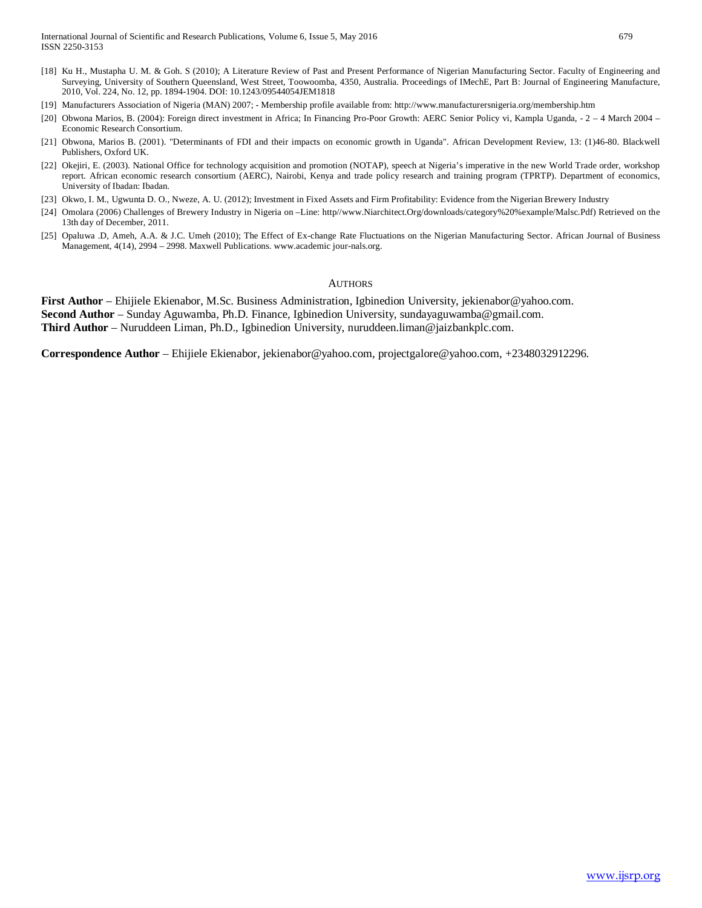[18] Ku H., Mustapha U. M. & Goh. S (2010); A Literature Review of Past and Present Performance of Nigerian Manufacturing Sector. Faculty of Engineering and Surveying, University of Southern Queensland, West Street, Toowoomba, 4350, Australia. Proceedings of IMechE, Part B: Journal of Engineering Manufacture, 2010, Vol. 224, No. 12, pp. 1894-1904. DOI: 10.1243/09544054JEM1818

[19] Manufacturers Association of Nigeria (MAN) 2007; - Membership profile available from: http://www.manufacturersnigeria.org/membership.htm

[20] Obwona Marios, B. (2004): Foreign direct investment in Africa; In Financing Pro-Poor Growth: AERC Senior Policy vi, Kampla Uganda, - 2 – 4 March 2004 – Economic Research Consortium.

[21] Obwona, Marios B. (2001). "Determinants of FDI and their impacts on economic growth in Uganda". African Development Review, 13: (1)46-80. Blackwell Publishers, Oxford UK.

[22] Okejiri, E. (2003). National Office for technology acquisition and promotion (NOTAP), speech at Nigeria's imperative in the new World Trade order, workshop report. African economic research consortium (AERC), Nairobi, Kenya and trade policy research and training program (TPRTP). Department of economics, University of Ibadan: Ibadan.

[23] Okwo, I. M., Ugwunta D. O., Nweze, A. U. (2012); Investment in Fixed Assets and Firm Profitability: Evidence from the Nigerian Brewery Industry

[24] Omolara (2006) Challenges of Brewery Industry in Nigeria on –Line: http//www.Niarchitect.Org/downloads/category%20%example/Malsc.Pdf) Retrieved on the 13th day of December, 2011.

[25] Opaluwa .D, Ameh, A.A. & J.C. Umeh (2010); The Effect of Ex-change Rate Fluctuations on the Nigerian Manufacturing Sector. African Journal of Business Management, 4(14), 2994 – 2998. Maxwell Publications. www.academic jour-nals.org.

## AUTHORS

**First Author** – Ehijiele Ekienabor, M.Sc. Business Administration, Igbinedion University, jekienabor@yahoo.com.
**Second Author** – Sunday Aguwamba, Ph.D. Finance, Igbinedion University, sundayaguwamba@gmail.com.
**Third Author** – Nuruddeen Liman, Ph.D., Igbinedion University, nuruddeen.liman@jaizbankplc.com.

**Correspondence Author** – Ehijiele Ekienabor, jekienabor@yahoo.com, projectgalore@yahoo.com, +2348032912296.